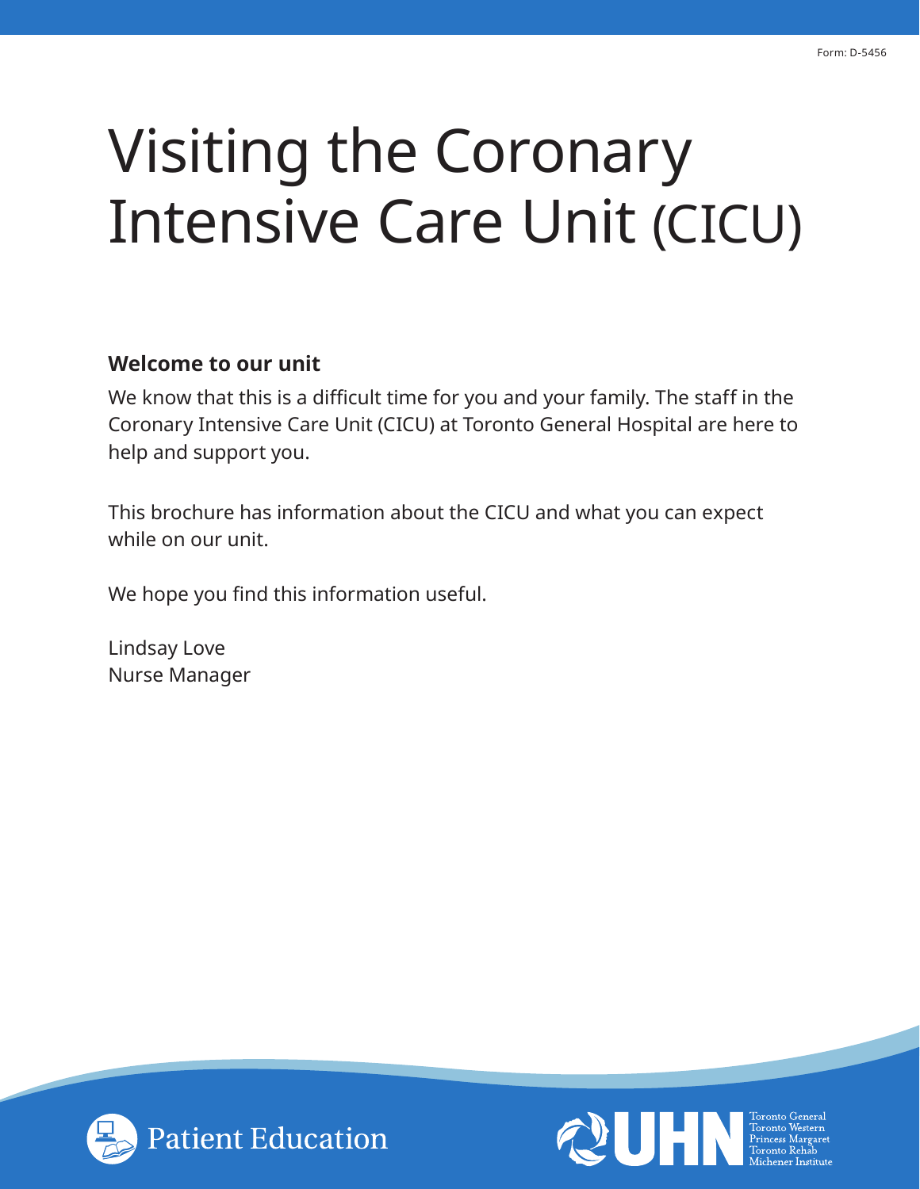Form: D-5456

# Visiting the Coronary Intensive Care Unit (CICU)

**Welcome to our unit**

We know that this is a difficult time for you and your family. The staff in the Coronary Intensive Care Unit (CICU) at Toronto General Hospital are here to help and support you.

This brochure has information about the CICU and what you can expect while on our unit.

We hope you find this information useful.

Lindsay Love
Nurse Manager

Patient Education

UHN
Toronto General
Toronto Western
Princess Margaret
Toronto Rehab
Michener Institute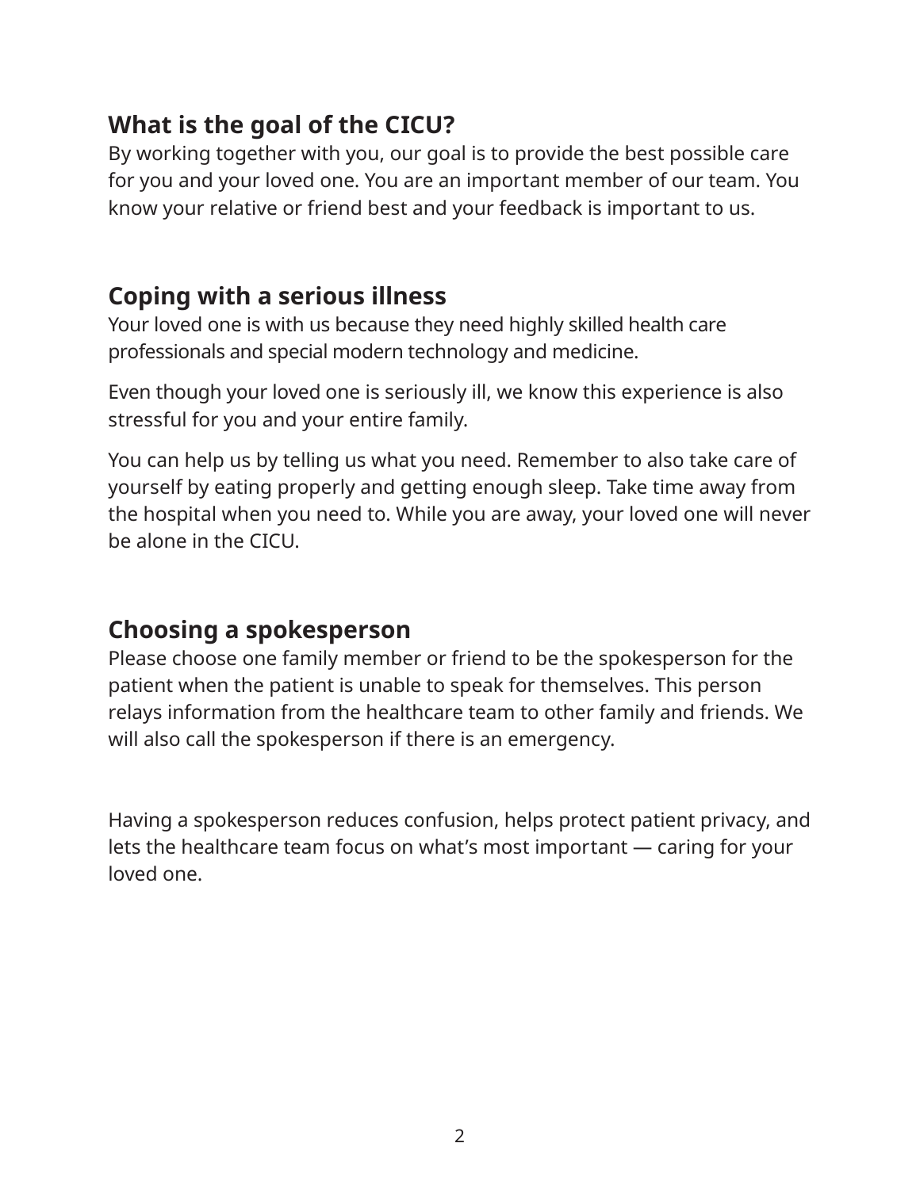## What is the goal of the CICU?

By working together with you, our goal is to provide the best possible care for you and your loved one. You are an important member of our team. You know your relative or friend best and your feedback is important to us.

## Coping with a serious illness

Your loved one is with us because they need highly skilled health care professionals and special modern technology and medicine.

Even though your loved one is seriously ill, we know this experience is also stressful for you and your entire family.

You can help us by telling us what you need. Remember to also take care of yourself by eating properly and getting enough sleep. Take time away from the hospital when you need to. While you are away, your loved one will never be alone in the CICU.

## Choosing a spokesperson

Please choose one family member or friend to be the spokesperson for the patient when the patient is unable to speak for themselves. This person relays information from the healthcare team to other family and friends. We will also call the spokesperson if there is an emergency.

Having a spokesperson reduces confusion, helps protect patient privacy, and lets the healthcare team focus on what's most important — caring for your loved one.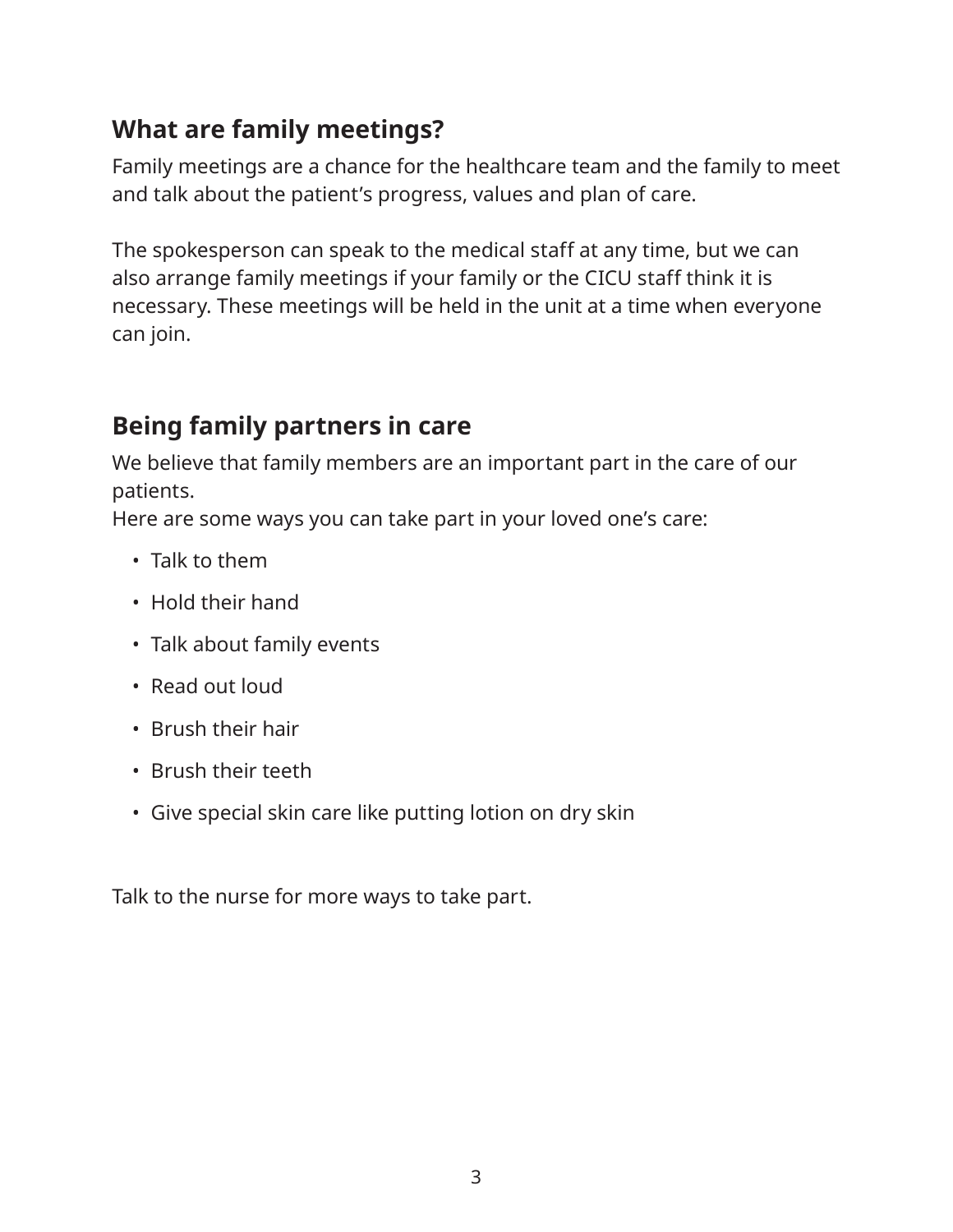## What are family meetings?

Family meetings are a chance for the healthcare team and the family to meet and talk about the patient's progress, values and plan of care.

The spokesperson can speak to the medical staff at any time, but we can also arrange family meetings if your family or the CICU staff think it is necessary. These meetings will be held in the unit at a time when everyone can join.

## Being family partners in care

We believe that family members are an important part in the care of our patients.
Here are some ways you can take part in your loved one's care:

- Talk to them
- Hold their hand
- Talk about family events
- Read out loud
- Brush their hair
- Brush their teeth
- Give special skin care like putting lotion on dry skin

Talk to the nurse for more ways to take part.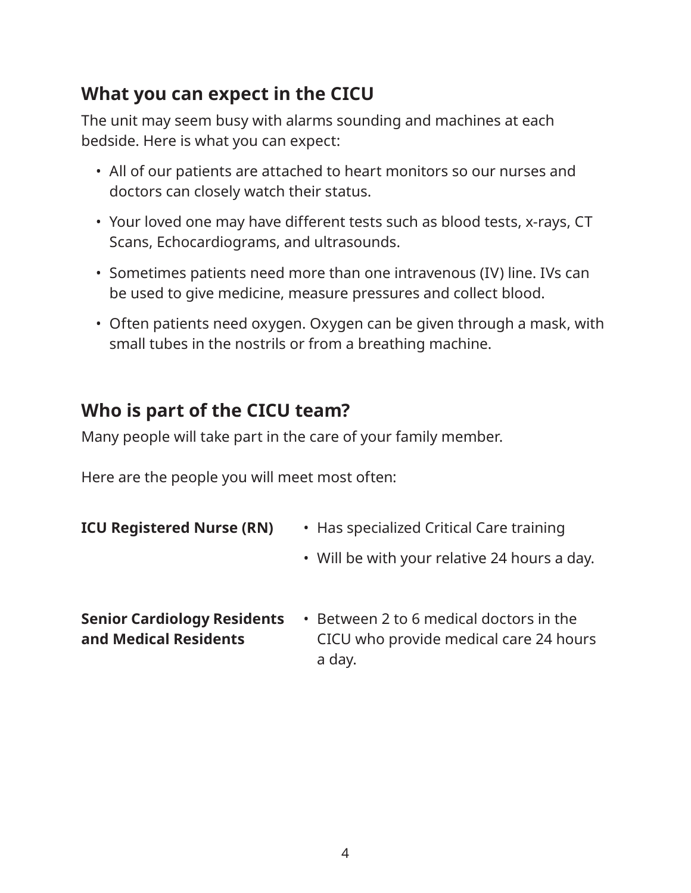## What you can expect in the CICU

The unit may seem busy with alarms sounding and machines at each bedside. Here is what you can expect:

- All of our patients are attached to heart monitors so our nurses and doctors can closely watch their status.
- Your loved one may have different tests such as blood tests, x-rays, CT Scans, Echocardiograms, and ultrasounds.
- Sometimes patients need more than one intravenous (IV) line. IVs can be used to give medicine, measure pressures and collect blood.
- Often patients need oxygen. Oxygen can be given through a mask, with small tubes in the nostrils or from a breathing machine.

## Who is part of the CICU team?

Many people will take part in the care of your family member.

Here are the people you will meet most often:

| | |
|---|---|
| **ICU Registered Nurse (RN)** | • Has specialized Critical Care training<br>• Will be with your relative 24 hours a day. |
| **Senior Cardiology Residents and Medical Residents** | • Between 2 to 6 medical doctors in the CICU who provide medical care 24 hours a day. |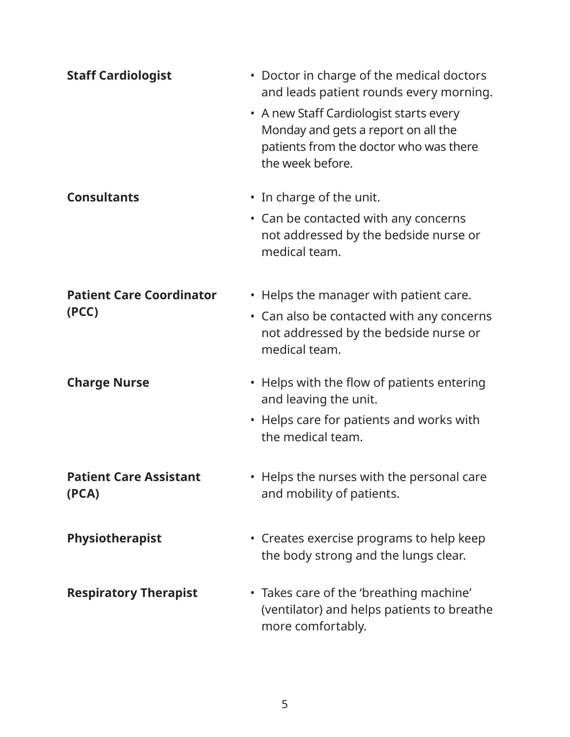| | |
|---|---|
| **Staff Cardiologist** | • Doctor in charge of the medical doctors and leads patient rounds every morning.<br>• A new Staff Cardiologist starts every Monday and gets a report on all the patients from the doctor who was there the week before. |
| **Consultants** | • In charge of the unit.<br>• Can be contacted with any concerns not addressed by the bedside nurse or medical team. |
| **Patient Care Coordinator (PCC)** | • Helps the manager with patient care.<br>• Can also be contacted with any concerns not addressed by the bedside nurse or medical team. |
| **Charge Nurse** | • Helps with the flow of patients entering and leaving the unit.<br>• Helps care for patients and works with the medical team. |
| **Patient Care Assistant (PCA)** | • Helps the nurses with the personal care and mobility of patients. |
| **Physiotherapist** | • Creates exercise programs to help keep the body strong and the lungs clear. |
| **Respiratory Therapist** | • Takes care of the 'breathing machine' (ventilator) and helps patients to breathe more comfortably. |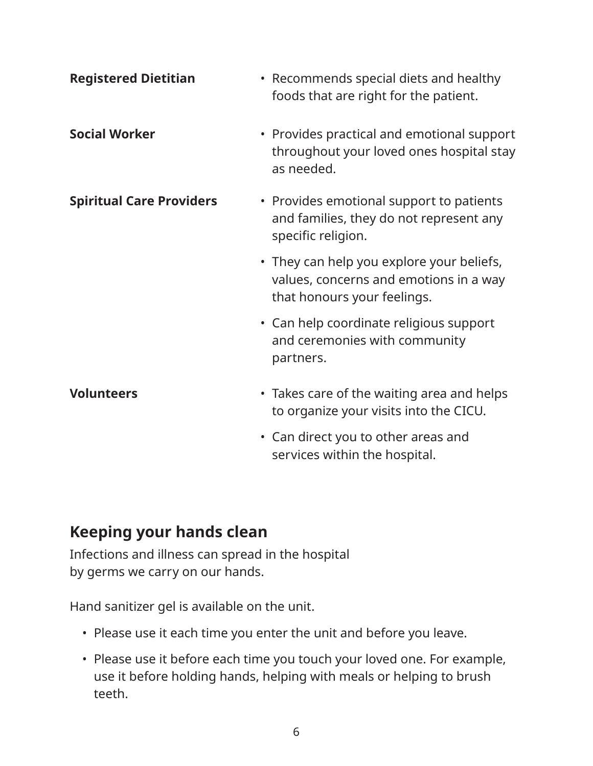| | |
|---|---|
| **Registered Dietitian** | • Recommends special diets and healthy foods that are right for the patient. |
| **Social Worker** | • Provides practical and emotional support throughout your loved ones hospital stay as needed. |
| **Spiritual Care Providers** | • Provides emotional support to patients and families, they do not represent any specific religion.<br>• They can help you explore your beliefs, values, concerns and emotions in a way that honours your feelings.<br>• Can help coordinate religious support and ceremonies with community partners. |
| **Volunteers** | • Takes care of the waiting area and helps to organize your visits into the CICU.<br>• Can direct you to other areas and services within the hospital. |

## Keeping your hands clean

Infections and illness can spread in the hospital by germs we carry on our hands.

Hand sanitizer gel is available on the unit.

- Please use it each time you enter the unit and before you leave.
- Please use it before each time you touch your loved one. For example, use it before holding hands, helping with meals or helping to brush teeth.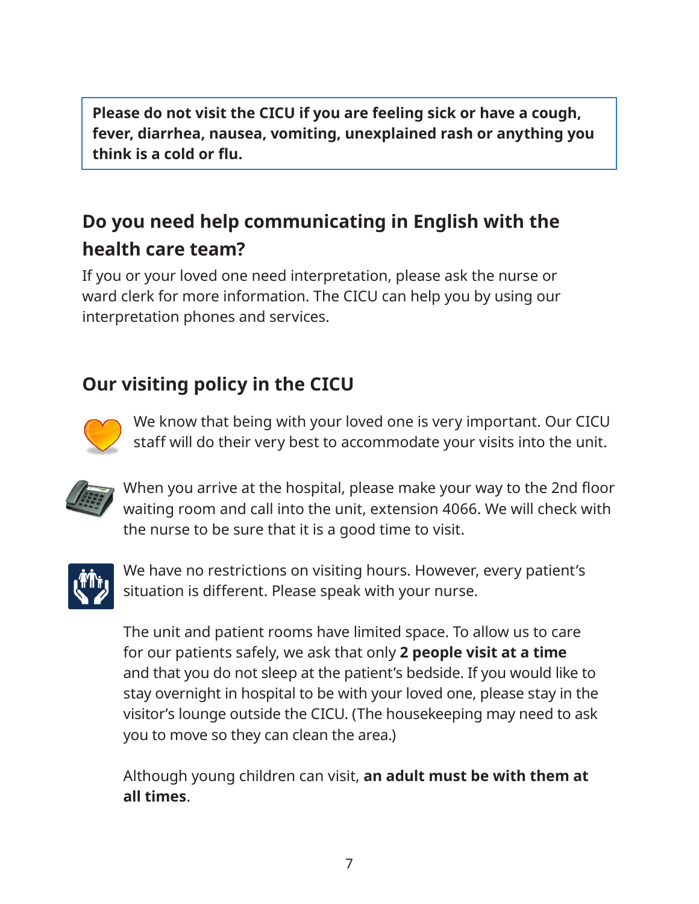**Please do not visit the CICU if you are feeling sick or have a cough, fever, diarrhea, nausea, vomiting, unexplained rash or anything you think is a cold or flu.**

## Do you need help communicating in English with the health care team?

If you or your loved one need interpretation, please ask the nurse or ward clerk for more information. The CICU can help you by using our interpretation phones and services.

## Our visiting policy in the CICU

We know that being with your loved one is very important. Our CICU staff will do their very best to accommodate your visits into the unit.

When you arrive at the hospital, please make your way to the 2nd floor waiting room and call into the unit, extension 4066. We will check with the nurse to be sure that it is a good time to visit.

We have no restrictions on visiting hours. However, every patient's situation is different. Please speak with your nurse.

The unit and patient rooms have limited space. To allow us to care for our patients safely, we ask that only **2 people visit at a time** and that you do not sleep at the patient's bedside. If you would like to stay overnight in hospital to be with your loved one, please stay in the visitor's lounge outside the CICU. (The housekeeping may need to ask you to move so they can clean the area.)

Although young children can visit, **an adult must be with them at all times**.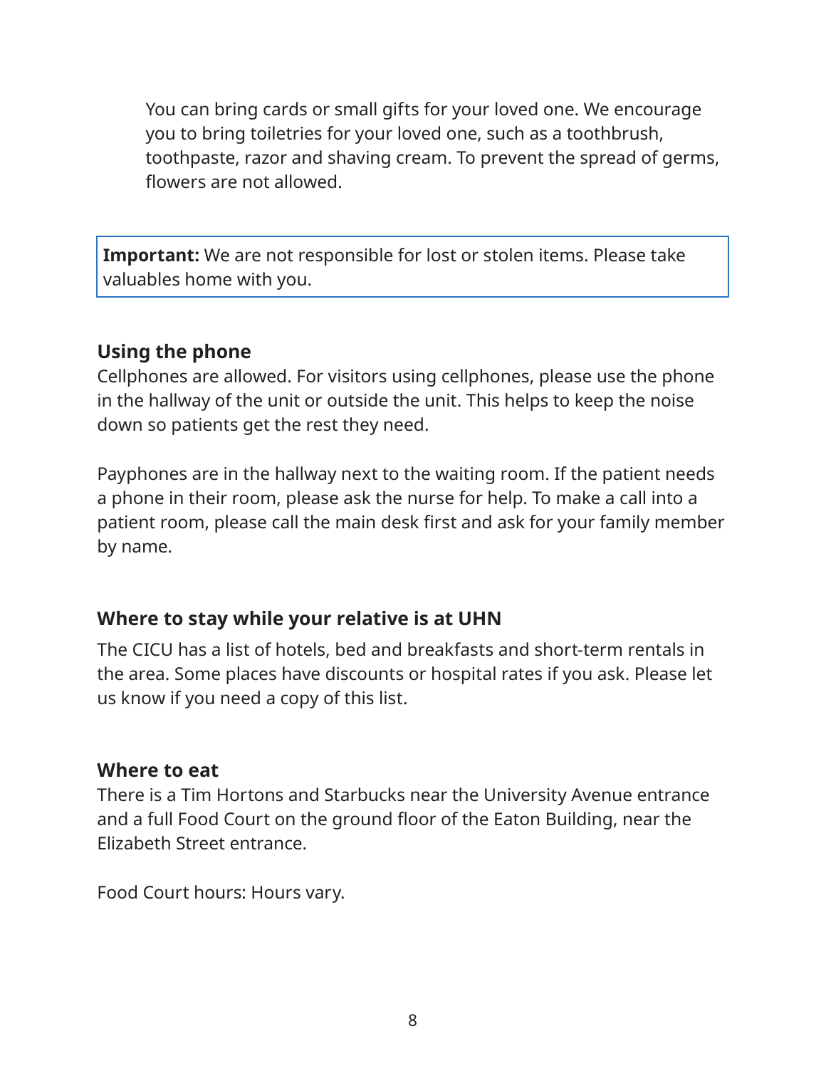You can bring cards or small gifts for your loved one. We encourage you to bring toiletries for your loved one, such as a toothbrush, toothpaste, razor and shaving cream. To prevent the spread of germs, flowers are not allowed.

**Important:** We are not responsible for lost or stolen items. Please take valuables home with you.

### Using the phone

Cellphones are allowed. For visitors using cellphones, please use the phone in the hallway of the unit or outside the unit. This helps to keep the noise down so patients get the rest they need.

Payphones are in the hallway next to the waiting room. If the patient needs a phone in their room, please ask the nurse for help. To make a call into a patient room, please call the main desk first and ask for your family member by name.

### Where to stay while your relative is at UHN

The CICU has a list of hotels, bed and breakfasts and short-term rentals in the area. Some places have discounts or hospital rates if you ask. Please let us know if you need a copy of this list.

### Where to eat

There is a Tim Hortons and Starbucks near the University Avenue entrance and a full Food Court on the ground floor of the Eaton Building, near the Elizabeth Street entrance.

Food Court hours: Hours vary.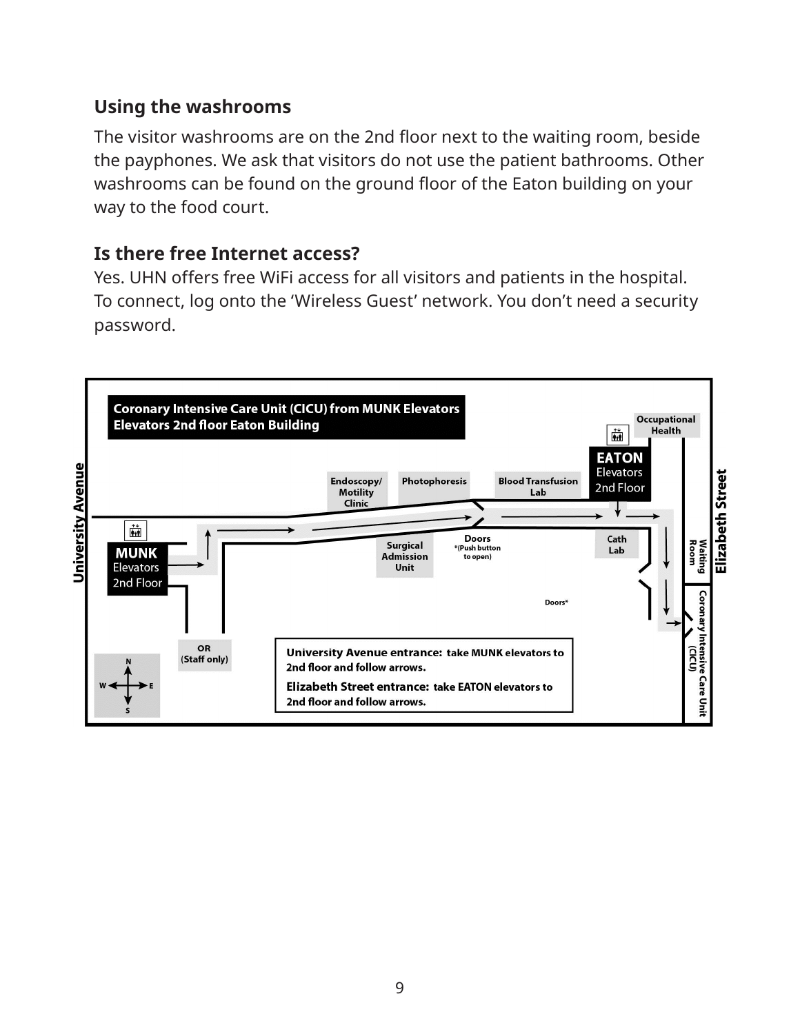## Using the washrooms

The visitor washrooms are on the 2nd floor next to the waiting room, beside the payphones. We ask that visitors do not use the patient bathrooms. Other washrooms can be found on the ground floor of the Eaton building on your way to the food court.

## Is there free Internet access?

Yes. UHN offers free WiFi access for all visitors and patients in the hospital. To connect, log onto the ‘Wireless Guest’ network. You don’t need a security password.

**Coronary Intensive Care Unit (CICU) from MUNK Elevators Elevators 2nd floor Eaton Building**

University Avenue

Elizabeth Street

Occupational Health

EATON Elevators 2nd Floor

Endoscopy/ Motility Clinic

Photophoresis

Blood Transfusion Lab

MUNK Elevators 2nd Floor

Surgical Admission Unit

Doors *(Push button to open)

Cath Lab

Waiting Room

Doors*

Coronary Intensive Care Unit (CICU)

OR (Staff only)

N W E S

**University Avenue entrance:** take MUNK elevators to 2nd floor and follow arrows.

**Elizabeth Street entrance:** take EATON elevators to 2nd floor and follow arrows.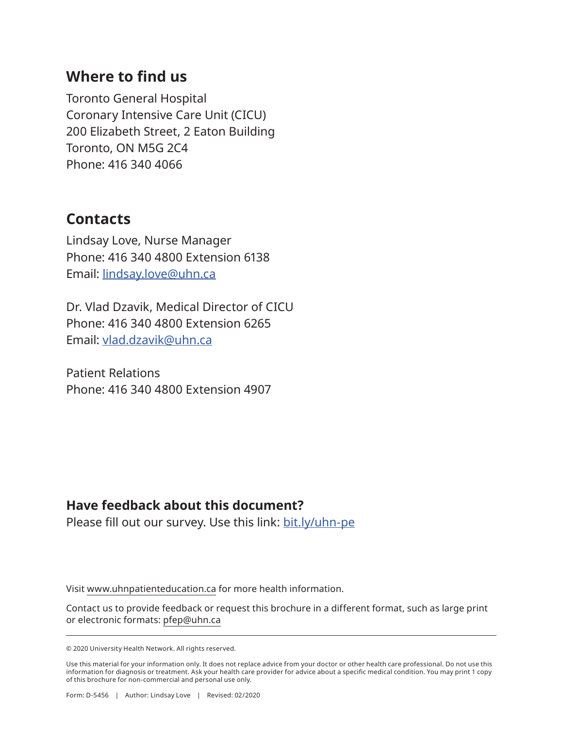## Where to find us

Toronto General Hospital
Coronary Intensive Care Unit (CICU)
200 Elizabeth Street, 2 Eaton Building
Toronto, ON M5G 2C4
Phone: 416 340 4066

## Contacts

Lindsay Love, Nurse Manager
Phone: 416 340 4800 Extension 6138
Email: lindsay.love@uhn.ca

Dr. Vlad Dzavik, Medical Director of CICU
Phone: 416 340 4800 Extension 6265
Email: vlad.dzavik@uhn.ca

Patient Relations
Phone: 416 340 4800 Extension 4907

### Have feedback about this document?

Please fill out our survey. Use this link: bit.ly/uhn-pe

Visit www.uhnpatienteducation.ca for more health information.

Contact us to provide feedback or request this brochure in a different format, such as large print or electronic formats: pfep@uhn.ca

---

© 2020 University Health Network. All rights reserved.

Use this material for your information only. It does not replace advice from your doctor or other health care professional. Do not use this information for diagnosis or treatment. Ask your health care provider for advice about a specific medical condition. You may print 1 copy of this brochure for non-commercial and personal use only.

Form: D-5456 | Author: Lindsay Love | Revised: 02/2020